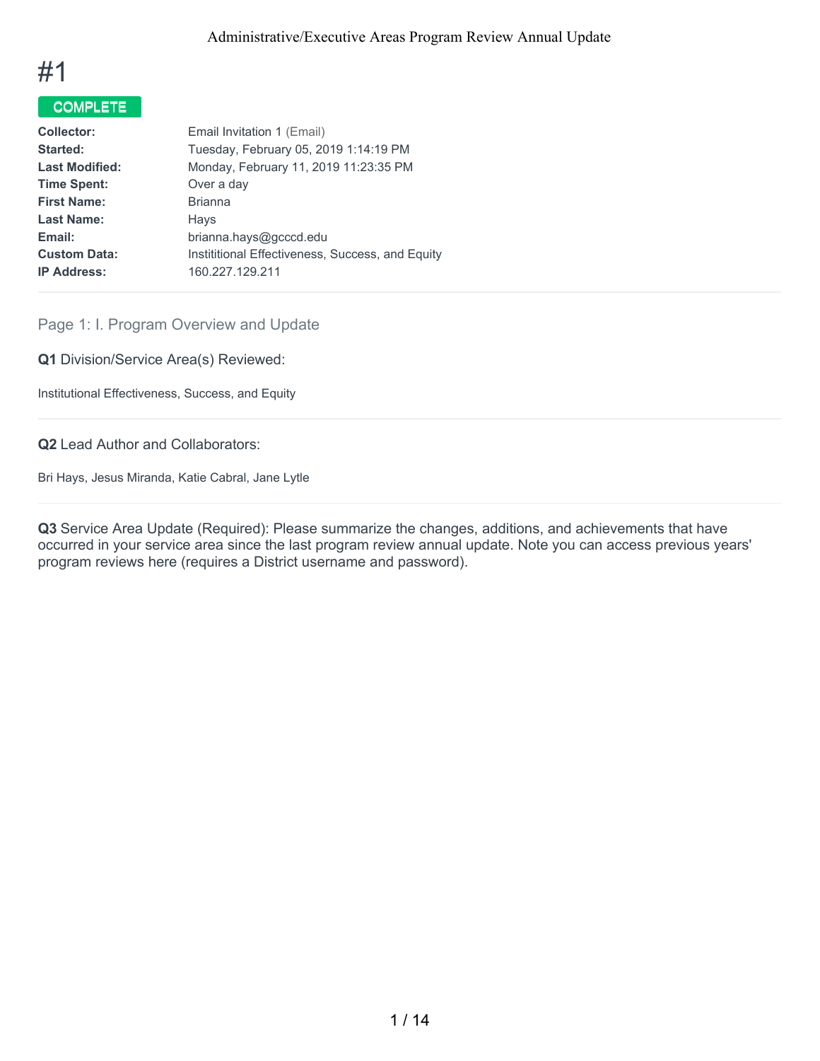# #1

**COMPLETE**

| | |
|---|---|
| **Collector:** | Email Invitation 1 (Email) |
| **Started:** | Tuesday, February 05, 2019 1:14:19 PM |
| **Last Modified:** | Monday, February 11, 2019 11:23:35 PM |
| **Time Spent:** | Over a day |
| **First Name:** | Brianna |
| **Last Name:** | Hays |
| **Email:** | brianna.hays@gcccd.edu |
| **Custom Data:** | Instititional Effectiveness, Success, and Equity |
| **IP Address:** | 160.227.129.211 |

## Page 1: I. Program Overview and Update

**Q1** Division/Service Area(s) Reviewed:

Institutional Effectiveness, Success, and Equity

**Q2** Lead Author and Collaborators:

Bri Hays, Jesus Miranda, Katie Cabral, Jane Lytle

**Q3** Service Area Update (Required): Please summarize the changes, additions, and achievements that have occurred in your service area since the last program review annual update. Note you can access previous years' program reviews here (requires a District username and password).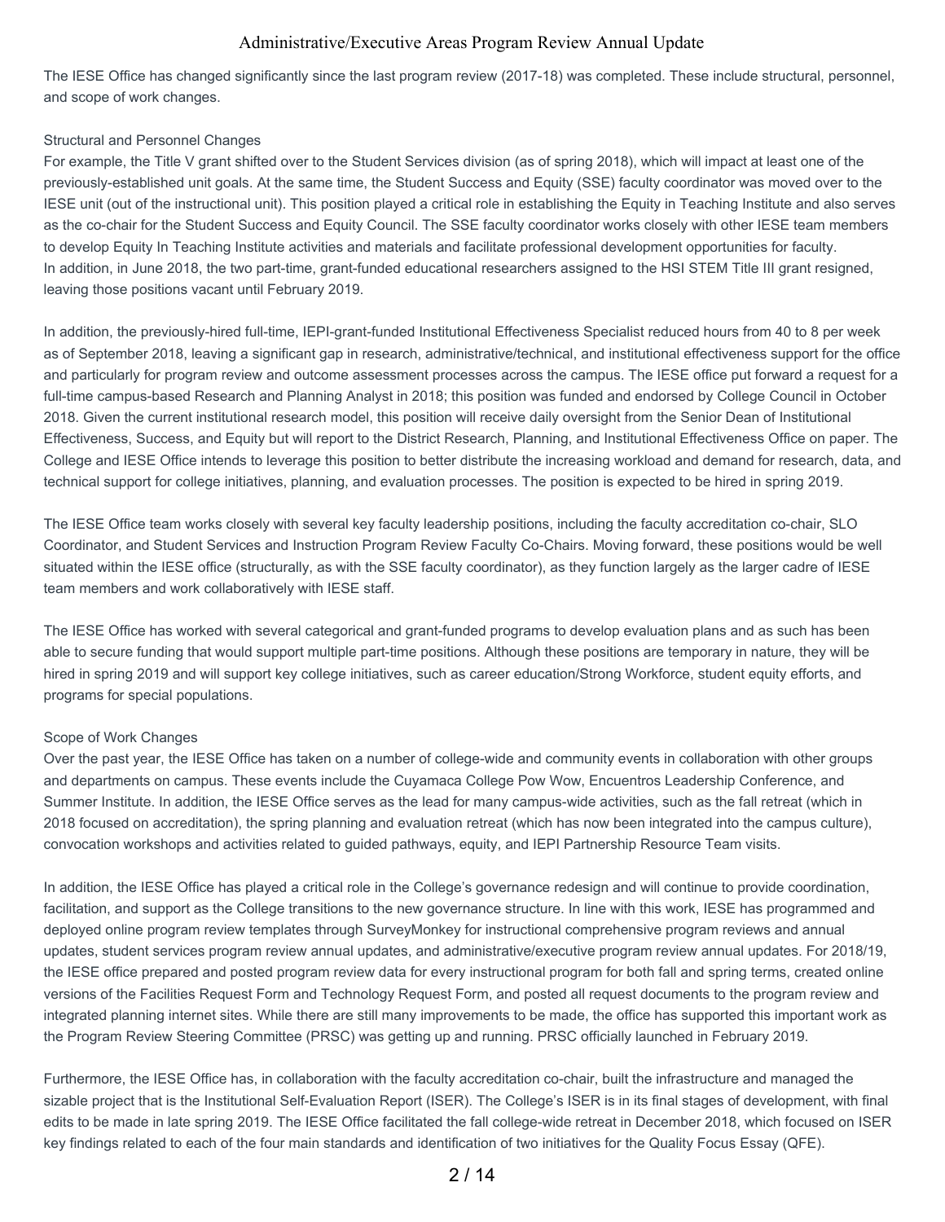The IESE Office has changed significantly since the last program review (2017-18) was completed. These include structural, personnel, and scope of work changes.

Structural and Personnel Changes

For example, the Title V grant shifted over to the Student Services division (as of spring 2018), which will impact at least one of the previously-established unit goals. At the same time, the Student Success and Equity (SSE) faculty coordinator was moved over to the IESE unit (out of the instructional unit). This position played a critical role in establishing the Equity in Teaching Institute and also serves as the co-chair for the Student Success and Equity Council. The SSE faculty coordinator works closely with other IESE team members to develop Equity In Teaching Institute activities and materials and facilitate professional development opportunities for faculty. In addition, in June 2018, the two part-time, grant-funded educational researchers assigned to the HSI STEM Title III grant resigned, leaving those positions vacant until February 2019.

In addition, the previously-hired full-time, IEPI-grant-funded Institutional Effectiveness Specialist reduced hours from 40 to 8 per week as of September 2018, leaving a significant gap in research, administrative/technical, and institutional effectiveness support for the office and particularly for program review and outcome assessment processes across the campus. The IESE office put forward a request for a full-time campus-based Research and Planning Analyst in 2018; this position was funded and endorsed by College Council in October 2018. Given the current institutional research model, this position will receive daily oversight from the Senior Dean of Institutional Effectiveness, Success, and Equity but will report to the District Research, Planning, and Institutional Effectiveness Office on paper. The College and IESE Office intends to leverage this position to better distribute the increasing workload and demand for research, data, and technical support for college initiatives, planning, and evaluation processes. The position is expected to be hired in spring 2019.

The IESE Office team works closely with several key faculty leadership positions, including the faculty accreditation co-chair, SLO Coordinator, and Student Services and Instruction Program Review Faculty Co-Chairs. Moving forward, these positions would be well situated within the IESE office (structurally, as with the SSE faculty coordinator), as they function largely as the larger cadre of IESE team members and work collaboratively with IESE staff.

The IESE Office has worked with several categorical and grant-funded programs to develop evaluation plans and as such has been able to secure funding that would support multiple part-time positions. Although these positions are temporary in nature, they will be hired in spring 2019 and will support key college initiatives, such as career education/Strong Workforce, student equity efforts, and programs for special populations.

Scope of Work Changes

Over the past year, the IESE Office has taken on a number of college-wide and community events in collaboration with other groups and departments on campus. These events include the Cuyamaca College Pow Wow, Encuentros Leadership Conference, and Summer Institute. In addition, the IESE Office serves as the lead for many campus-wide activities, such as the fall retreat (which in 2018 focused on accreditation), the spring planning and evaluation retreat (which has now been integrated into the campus culture), convocation workshops and activities related to guided pathways, equity, and IEPI Partnership Resource Team visits.

In addition, the IESE Office has played a critical role in the College's governance redesign and will continue to provide coordination, facilitation, and support as the College transitions to the new governance structure. In line with this work, IESE has programmed and deployed online program review templates through SurveyMonkey for instructional comprehensive program reviews and annual updates, student services program review annual updates, and administrative/executive program review annual updates. For 2018/19, the IESE office prepared and posted program review data for every instructional program for both fall and spring terms, created online versions of the Facilities Request Form and Technology Request Form, and posted all request documents to the program review and integrated planning internet sites. While there are still many improvements to be made, the office has supported this important work as the Program Review Steering Committee (PRSC) was getting up and running. PRSC officially launched in February 2019.

Furthermore, the IESE Office has, in collaboration with the faculty accreditation co-chair, built the infrastructure and managed the sizable project that is the Institutional Self-Evaluation Report (ISER). The College's ISER is in its final stages of development, with final edits to be made in late spring 2019. The IESE Office facilitated the fall college-wide retreat in December 2018, which focused on ISER key findings related to each of the four main standards and identification of two initiatives for the Quality Focus Essay (QFE).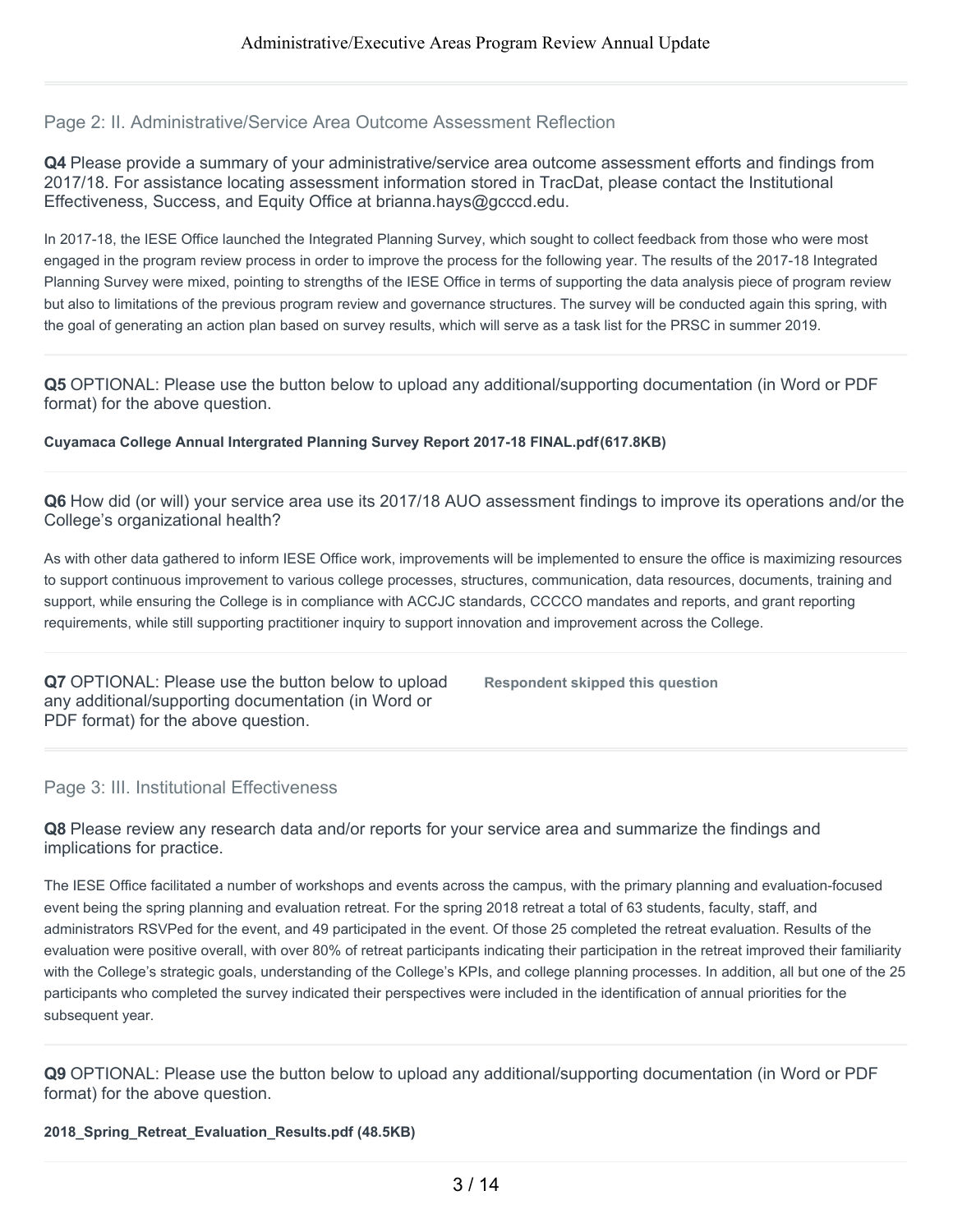## Page 2: II. Administrative/Service Area Outcome Assessment Reflection

**Q4** Please provide a summary of your administrative/service area outcome assessment efforts and findings from 2017/18. For assistance locating assessment information stored in TracDat, please contact the Institutional Effectiveness, Success, and Equity Office at brianna.hays@gcccd.edu.

In 2017-18, the IESE Office launched the Integrated Planning Survey, which sought to collect feedback from those who were most engaged in the program review process in order to improve the process for the following year. The results of the 2017-18 Integrated Planning Survey were mixed, pointing to strengths of the IESE Office in terms of supporting the data analysis piece of program review but also to limitations of the previous program review and governance structures. The survey will be conducted again this spring, with the goal of generating an action plan based on survey results, which will serve as a task list for the PRSC in summer 2019.

**Q5** OPTIONAL: Please use the button below to upload any additional/supporting documentation (in Word or PDF format) for the above question.

**Cuyamaca College Annual Intergrated Planning Survey Report 2017-18 FINAL.pdf(617.8KB)**

**Q6** How did (or will) your service area use its 2017/18 AUO assessment findings to improve its operations and/or the College's organizational health?

As with other data gathered to inform IESE Office work, improvements will be implemented to ensure the office is maximizing resources to support continuous improvement to various college processes, structures, communication, data resources, documents, training and support, while ensuring the College is in compliance with ACCJC standards, CCCCO mandates and reports, and grant reporting requirements, while still supporting practitioner inquiry to support innovation and improvement across the College.

**Q7** OPTIONAL: Please use the button below to upload any additional/supporting documentation (in Word or PDF format) for the above question.

**Respondent skipped this question**

## Page 3: III. Institutional Effectiveness

**Q8** Please review any research data and/or reports for your service area and summarize the findings and implications for practice.

The IESE Office facilitated a number of workshops and events across the campus, with the primary planning and evaluation-focused event being the spring planning and evaluation retreat. For the spring 2018 retreat a total of 63 students, faculty, staff, and administrators RSVPed for the event, and 49 participated in the event. Of those 25 completed the retreat evaluation. Results of the evaluation were positive overall, with over 80% of retreat participants indicating their participation in the retreat improved their familiarity with the College's strategic goals, understanding of the College's KPIs, and college planning processes. In addition, all but one of the 25 participants who completed the survey indicated their perspectives were included in the identification of annual priorities for the subsequent year.

**Q9** OPTIONAL: Please use the button below to upload any additional/supporting documentation (in Word or PDF format) for the above question.

**2018_Spring_Retreat_Evaluation_Results.pdf (48.5KB)**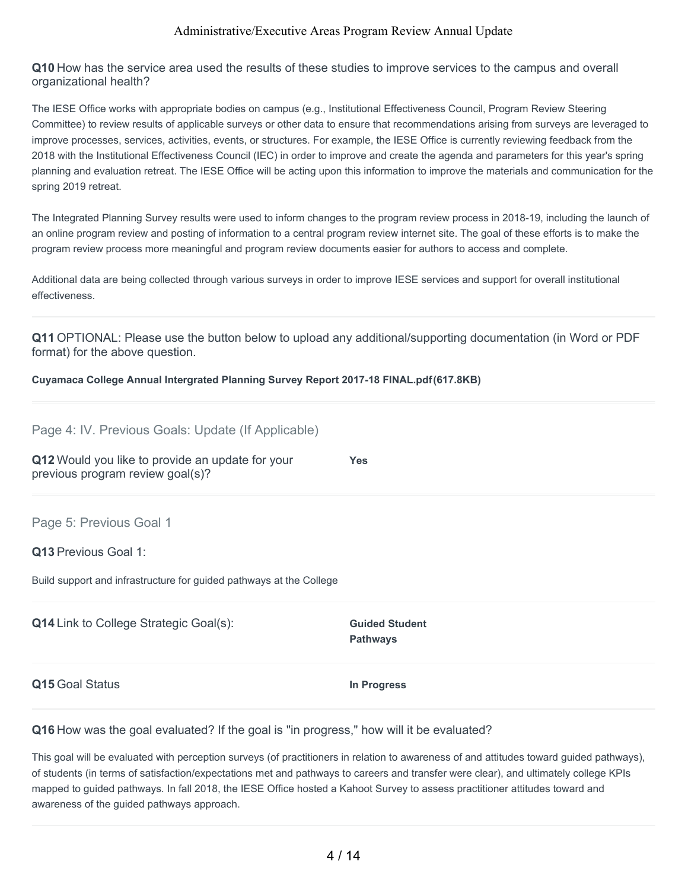**Q10** How has the service area used the results of these studies to improve services to the campus and overall organizational health?

The IESE Office works with appropriate bodies on campus (e.g., Institutional Effectiveness Council, Program Review Steering Committee) to review results of applicable surveys or other data to ensure that recommendations arising from surveys are leveraged to improve processes, services, activities, events, or structures. For example, the IESE Office is currently reviewing feedback from the 2018 with the Institutional Effectiveness Council (IEC) in order to improve and create the agenda and parameters for this year's spring planning and evaluation retreat. The IESE Office will be acting upon this information to improve the materials and communication for the spring 2019 retreat.

The Integrated Planning Survey results were used to inform changes to the program review process in 2018-19, including the launch of an online program review and posting of information to a central program review internet site. The goal of these efforts is to make the program review process more meaningful and program review documents easier for authors to access and complete.

Additional data are being collected through various surveys in order to improve IESE services and support for overall institutional effectiveness.

**Q11** OPTIONAL: Please use the button below to upload any additional/supporting documentation (in Word or PDF format) for the above question.

**Cuyamaca College Annual Intergrated Planning Survey Report 2017-18 FINAL.pdf(617.8KB)**

## Page 4: IV. Previous Goals: Update (If Applicable)

**Q12** Would you like to provide an update for your previous program review goal(s)?

**Yes**

## Page 5: Previous Goal 1

**Q13** Previous Goal 1:

Build support and infrastructure for guided pathways at the College

**Q14** Link to College Strategic Goal(s):

**Guided Student Pathways**

**Q15** Goal Status

**In Progress**

**Q16** How was the goal evaluated? If the goal is "in progress," how will it be evaluated?

This goal will be evaluated with perception surveys (of practitioners in relation to awareness of and attitudes toward guided pathways), of students (in terms of satisfaction/expectations met and pathways to careers and transfer were clear), and ultimately college KPIs mapped to guided pathways. In fall 2018, the IESE Office hosted a Kahoot Survey to assess practitioner attitudes toward and awareness of the guided pathways approach.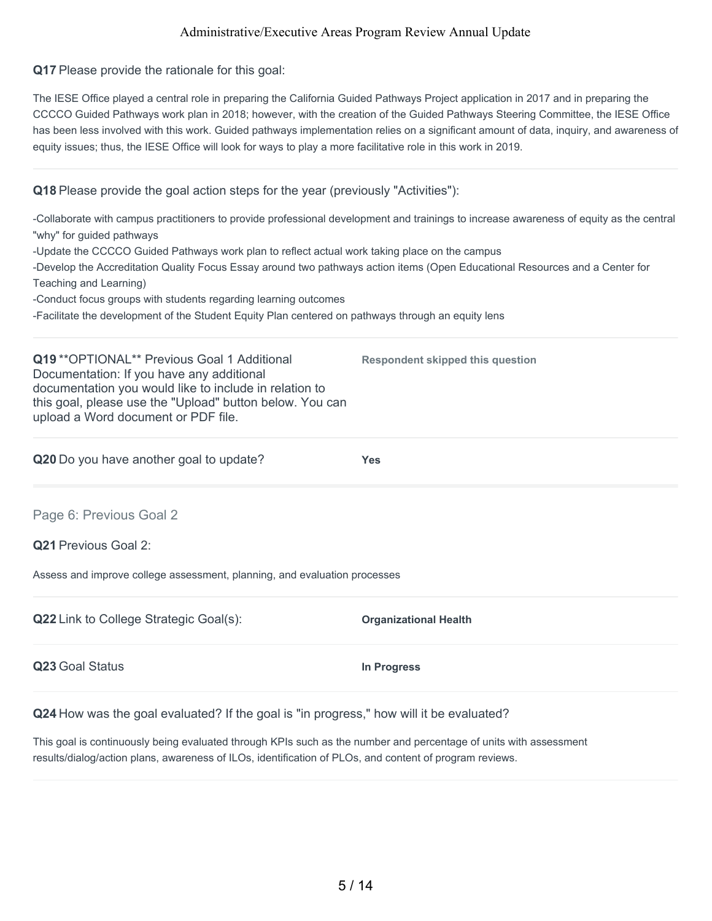**Q17** Please provide the rationale for this goal:

The IESE Office played a central role in preparing the California Guided Pathways Project application in 2017 and in preparing the CCCCO Guided Pathways work plan in 2018; however, with the creation of the Guided Pathways Steering Committee, the IESE Office has been less involved with this work. Guided pathways implementation relies on a significant amount of data, inquiry, and awareness of equity issues; thus, the IESE Office will look for ways to play a more facilitative role in this work in 2019.

**Q18** Please provide the goal action steps for the year (previously "Activities"):

-Collaborate with campus practitioners to provide professional development and trainings to increase awareness of equity as the central "why" for guided pathways
-Update the CCCCO Guided Pathways work plan to reflect actual work taking place on the campus
-Develop the Accreditation Quality Focus Essay around two pathways action items (Open Educational Resources and a Center for Teaching and Learning)
-Conduct focus groups with students regarding learning outcomes
-Facilitate the development of the Student Equity Plan centered on pathways through an equity lens

**Q19** **OPTIONAL** Previous Goal 1 Additional Documentation: If you have any additional documentation you would like to include in relation to this goal, please use the "Upload" button below. You can upload a Word document or PDF file.

**Respondent skipped this question**

**Q20** Do you have another goal to update?

**Yes**

## Page 6: Previous Goal 2

**Q21** Previous Goal 2:

Assess and improve college assessment, planning, and evaluation processes

**Q22** Link to College Strategic Goal(s):

**Organizational Health**

**Q23** Goal Status

**In Progress**

**Q24** How was the goal evaluated? If the goal is "in progress," how will it be evaluated?

This goal is continuously being evaluated through KPIs such as the number and percentage of units with assessment results/dialog/action plans, awareness of ILOs, identification of PLOs, and content of program reviews.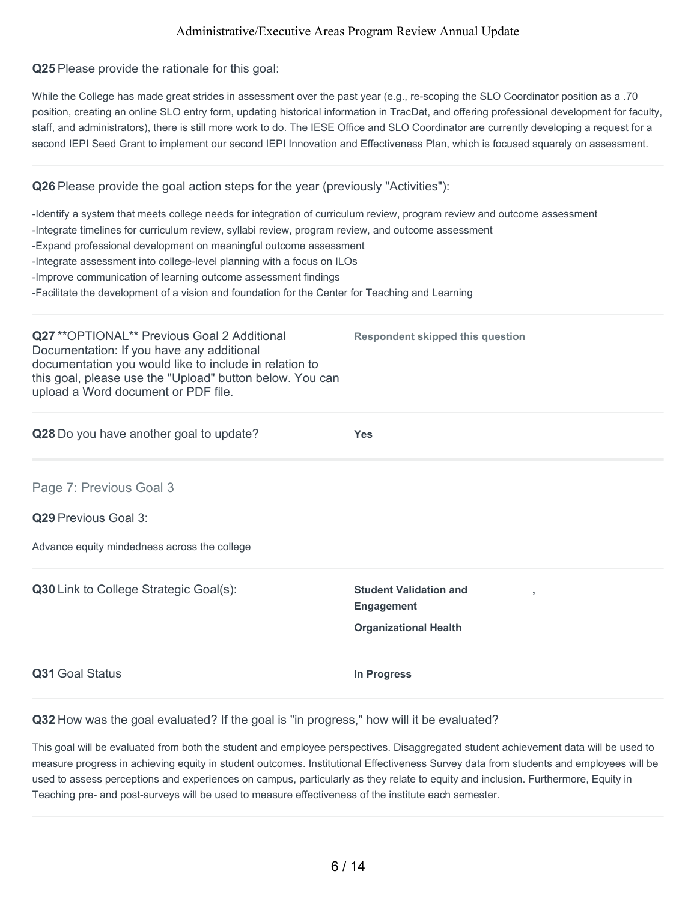**Q25** Please provide the rationale for this goal:

While the College has made great strides in assessment over the past year (e.g., re-scoping the SLO Coordinator position as a .70 position, creating an online SLO entry form, updating historical information in TracDat, and offering professional development for faculty, staff, and administrators), there is still more work to do. The IESE Office and SLO Coordinator are currently developing a request for a second IEPI Seed Grant to implement our second IEPI Innovation and Effectiveness Plan, which is focused squarely on assessment.

**Q26** Please provide the goal action steps for the year (previously "Activities"):

-Identify a system that meets college needs for integration of curriculum review, program review and outcome assessment
-Integrate timelines for curriculum review, syllabi review, program review, and outcome assessment
-Expand professional development on meaningful outcome assessment
-Integrate assessment into college-level planning with a focus on ILOs
-Improve communication of learning outcome assessment findings
-Facilitate the development of a vision and foundation for the Center for Teaching and Learning

**Q27** **OPTIONAL** Previous Goal 2 Additional Documentation: If you have any additional documentation you would like to include in relation to this goal, please use the "Upload" button below. You can upload a Word document or PDF file.

**Respondent skipped this question**

**Q28** Do you have another goal to update?

**Yes**

## Page 7: Previous Goal 3

**Q29** Previous Goal 3:

Advance equity mindedness across the college

**Q30** Link to College Strategic Goal(s):

**Student Validation and Engagement** ,

**Organizational Health**

**Q31** Goal Status

**In Progress**

**Q32** How was the goal evaluated? If the goal is "in progress," how will it be evaluated?

This goal will be evaluated from both the student and employee perspectives. Disaggregated student achievement data will be used to measure progress in achieving equity in student outcomes. Institutional Effectiveness Survey data from students and employees will be used to assess perceptions and experiences on campus, particularly as they relate to equity and inclusion. Furthermore, Equity in Teaching pre- and post-surveys will be used to measure effectiveness of the institute each semester.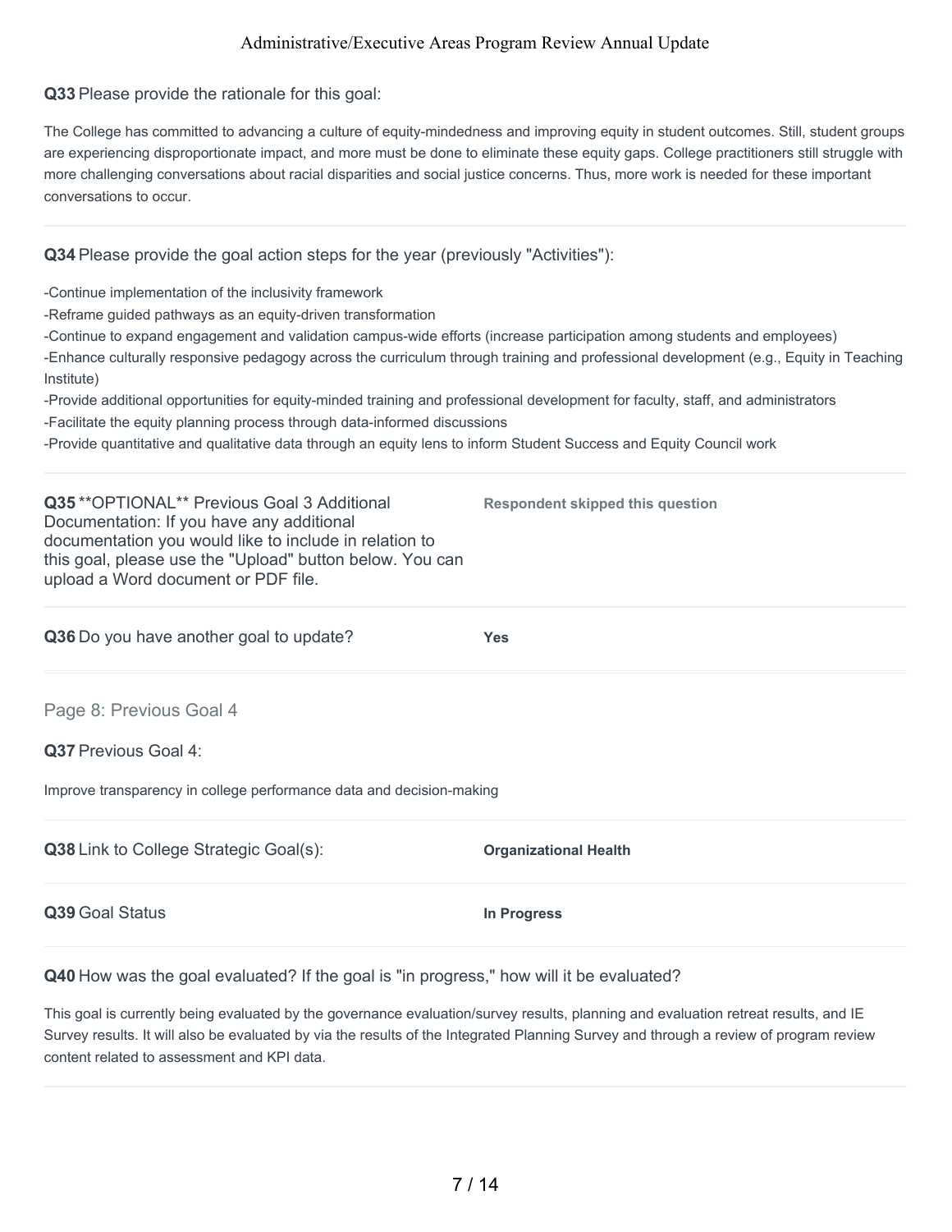**Q33** Please provide the rationale for this goal:

The College has committed to advancing a culture of equity-mindedness and improving equity in student outcomes. Still, student groups are experiencing disproportionate impact, and more must be done to eliminate these equity gaps. College practitioners still struggle with more challenging conversations about racial disparities and social justice concerns. Thus, more work is needed for these important conversations to occur.

---

**Q34** Please provide the goal action steps for the year (previously "Activities"):

-Continue implementation of the inclusivity framework
-Reframe guided pathways as an equity-driven transformation
-Continue to expand engagement and validation campus-wide efforts (increase participation among students and employees)
-Enhance culturally responsive pedagogy across the curriculum through training and professional development (e.g., Equity in Teaching Institute)
-Provide additional opportunities for equity-minded training and professional development for faculty, staff, and administrators
-Facilitate the equity planning process through data-informed discussions
-Provide quantitative and qualitative data through an equity lens to inform Student Success and Equity Council work

---

**Q35** **OPTIONAL** Previous Goal 3 Additional Documentation: If you have any additional documentation you would like to include in relation to this goal, please use the "Upload" button below. You can upload a Word document or PDF file.

**Respondent skipped this question**

---

**Q36** Do you have another goal to update?

**Yes**

---

## Page 8: Previous Goal 4

**Q37** Previous Goal 4:

Improve transparency in college performance data and decision-making

---

**Q38** Link to College Strategic Goal(s):

**Organizational Health**

---

**Q39** Goal Status

**In Progress**

---

**Q40** How was the goal evaluated? If the goal is "in progress," how will it be evaluated?

This goal is currently being evaluated by the governance evaluation/survey results, planning and evaluation retreat results, and IE Survey results. It will also be evaluated by via the results of the Integrated Planning Survey and through a review of program review content related to assessment and KPI data.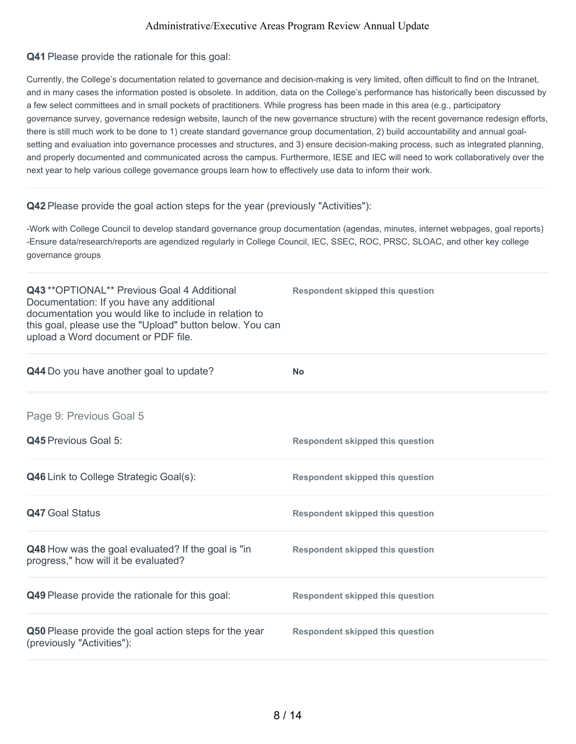**Q41** Please provide the rationale for this goal:

Currently, the College's documentation related to governance and decision-making is very limited, often difficult to find on the Intranet, and in many cases the information posted is obsolete. In addition, data on the College's performance has historically been discussed by a few select committees and in small pockets of practitioners. While progress has been made in this area (e.g., participatory governance survey, governance redesign website, launch of the new governance structure) with the recent governance redesign efforts, there is still much work to be done to 1) create standard governance group documentation, 2) build accountability and annual goal-setting and evaluation into governance processes and structures, and 3) ensure decision-making process, such as integrated planning, and properly documented and communicated across the campus. Furthermore, IESE and IEC will need to work collaboratively over the next year to help various college governance groups learn how to effectively use data to inform their work.

**Q42** Please provide the goal action steps for the year (previously "Activities"):

-Work with College Council to develop standard governance group documentation (agendas, minutes, internet webpages, goal reports)
-Ensure data/research/reports are agendized regularly in College Council, IEC, SSEC, ROC, PRSC, SLOAC, and other key college governance groups

| | |
|---|---|
| **Q43** **OPTIONAL** Previous Goal 4 Additional Documentation: If you have any additional documentation you would like to include in relation to this goal, please use the "Upload" button below. You can upload a Word document or PDF file. | Respondent skipped this question |
| **Q44** Do you have another goal to update? | **No** |

## Page 9: Previous Goal 5

| | |
|---|---|
| **Q45** Previous Goal 5: | Respondent skipped this question |
| **Q46** Link to College Strategic Goal(s): | Respondent skipped this question |
| **Q47** Goal Status | Respondent skipped this question |
| **Q48** How was the goal evaluated? If the goal is "in progress," how will it be evaluated? | Respondent skipped this question |
| **Q49** Please provide the rationale for this goal: | Respondent skipped this question |
| **Q50** Please provide the goal action steps for the year (previously "Activities"): | Respondent skipped this question |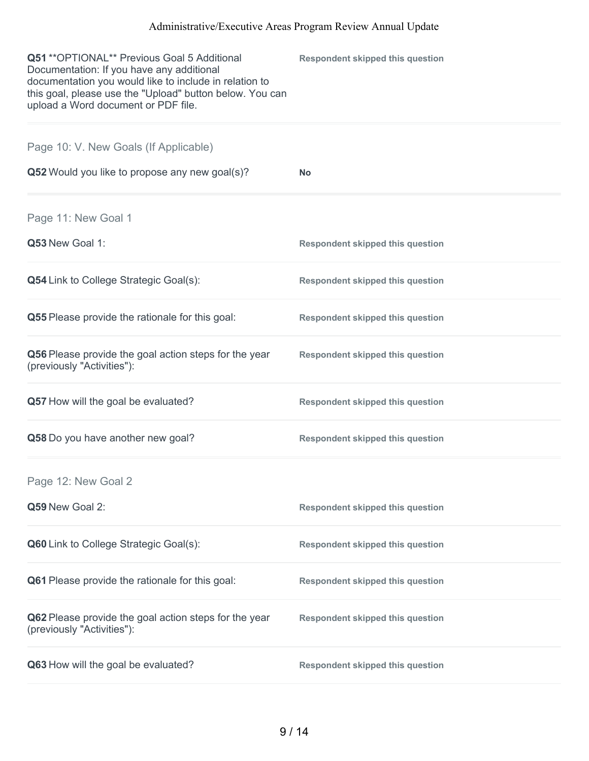**Q51** **OPTIONAL** Previous Goal 5 Additional Documentation: If you have any additional documentation you would like to include in relation to this goal, please use the "Upload" button below. You can upload a Word document or PDF file.

**Respondent skipped this question**

## Page 10: V. New Goals (If Applicable)

**Q52** Would you like to propose any new goal(s)?

**No**

## Page 11: New Goal 1

**Q53** New Goal 1:

**Respondent skipped this question**

**Q54** Link to College Strategic Goal(s):

**Respondent skipped this question**

**Q55** Please provide the rationale for this goal:

**Respondent skipped this question**

**Q56** Please provide the goal action steps for the year (previously "Activities"):

**Respondent skipped this question**

**Q57** How will the goal be evaluated?

**Respondent skipped this question**

**Q58** Do you have another new goal?

**Respondent skipped this question**

## Page 12: New Goal 2

**Q59** New Goal 2:

**Respondent skipped this question**

**Q60** Link to College Strategic Goal(s):

**Respondent skipped this question**

**Q61** Please provide the rationale for this goal:

**Respondent skipped this question**

**Q62** Please provide the goal action steps for the year (previously "Activities"):

**Respondent skipped this question**

**Q63** How will the goal be evaluated?

**Respondent skipped this question**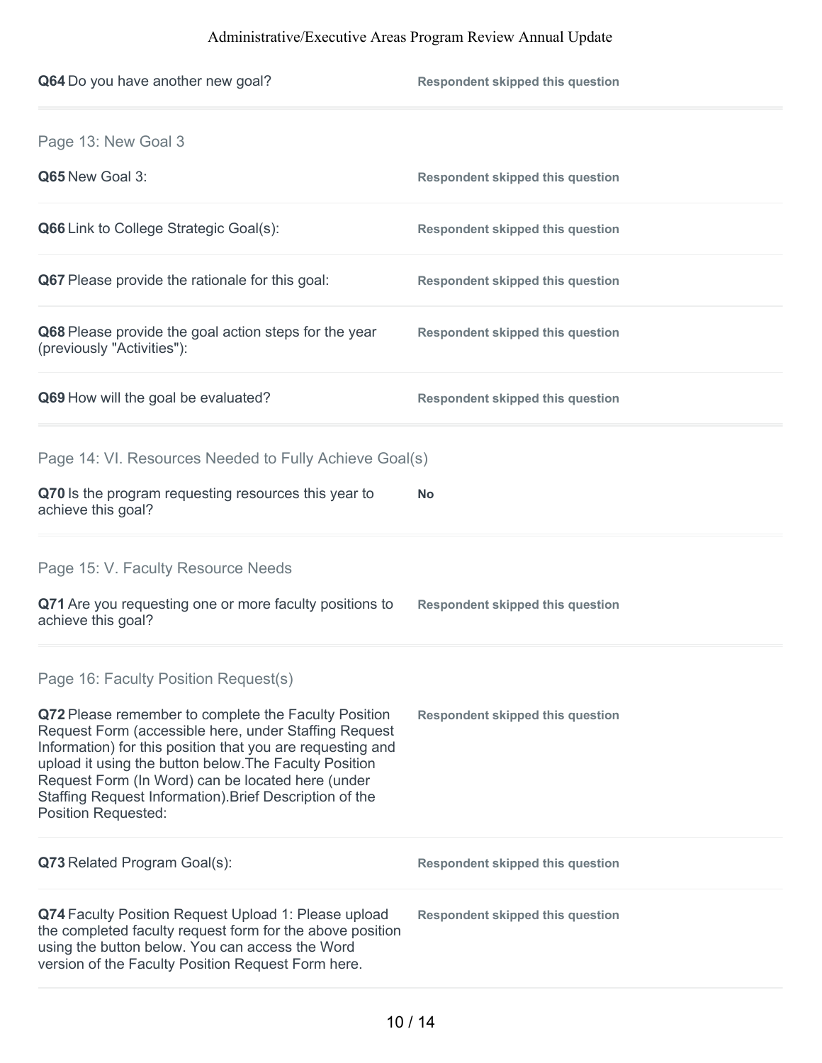**Q64** Do you have another new goal? | **Respondent skipped this question**

## Page 13: New Goal 3

**Q65** New Goal 3:

**Respondent skipped this question**

**Q66** Link to College Strategic Goal(s):

**Respondent skipped this question**

**Q67** Please provide the rationale for this goal:

**Respondent skipped this question**

**Q68** Please provide the goal action steps for the year (previously "Activities"):

**Respondent skipped this question**

**Q69** How will the goal be evaluated?

**Respondent skipped this question**

## Page 14: VI. Resources Needed to Fully Achieve Goal(s)

**Q70** Is the program requesting resources this year to achieve this goal?

**No**

## Page 15: V. Faculty Resource Needs

**Q71** Are you requesting one or more faculty positions to achieve this goal?

**Respondent skipped this question**

## Page 16: Faculty Position Request(s)

**Q72** Please remember to complete the Faculty Position Request Form (accessible here, under Staffing Request Information) for this position that you are requesting and upload it using the button below.The Faculty Position Request Form (In Word) can be located here (under Staffing Request Information).Brief Description of the Position Requested:

**Respondent skipped this question**

**Q73** Related Program Goal(s):

**Respondent skipped this question**

**Q74** Faculty Position Request Upload 1: Please upload the completed faculty request form for the above position using the button below. You can access the Word version of the Faculty Position Request Form here.

**Respondent skipped this question**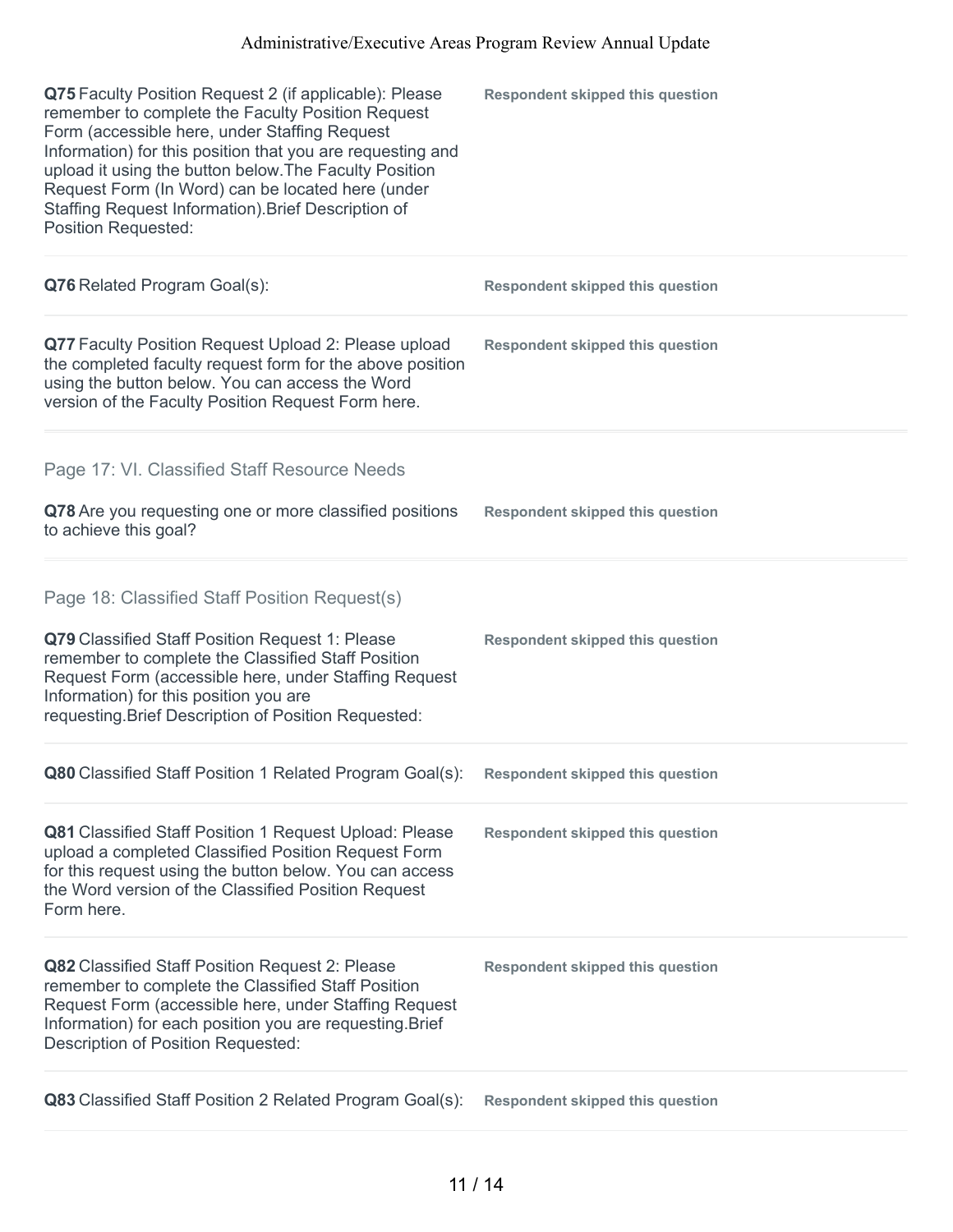**Q75** Faculty Position Request 2 (if applicable): Please remember to complete the Faculty Position Request Form (accessible here, under Staffing Request Information) for this position that you are requesting and upload it using the button below.The Faculty Position Request Form (In Word) can be located here (under Staffing Request Information).Brief Description of Position Requested:

**Respondent skipped this question**

**Q76** Related Program Goal(s):

**Respondent skipped this question**

**Q77** Faculty Position Request Upload 2: Please upload the completed faculty request form for the above position using the button below. You can access the Word version of the Faculty Position Request Form here.

**Respondent skipped this question**

## Page 17: VI. Classified Staff Resource Needs

**Q78** Are you requesting one or more classified positions to achieve this goal?

**Respondent skipped this question**

## Page 18: Classified Staff Position Request(s)

**Q79** Classified Staff Position Request 1: Please remember to complete the Classified Staff Position Request Form (accessible here, under Staffing Request Information) for this position you are requesting.Brief Description of Position Requested:

**Respondent skipped this question**

**Q80** Classified Staff Position 1 Related Program Goal(s):

**Respondent skipped this question**

**Q81** Classified Staff Position 1 Request Upload: Please upload a completed Classified Position Request Form for this request using the button below. You can access the Word version of the Classified Position Request Form here.

**Respondent skipped this question**

**Q82** Classified Staff Position Request 2: Please remember to complete the Classified Staff Position Request Form (accessible here, under Staffing Request Information) for each position you are requesting.Brief Description of Position Requested:

**Respondent skipped this question**

**Q83** Classified Staff Position 2 Related Program Goal(s):

**Respondent skipped this question**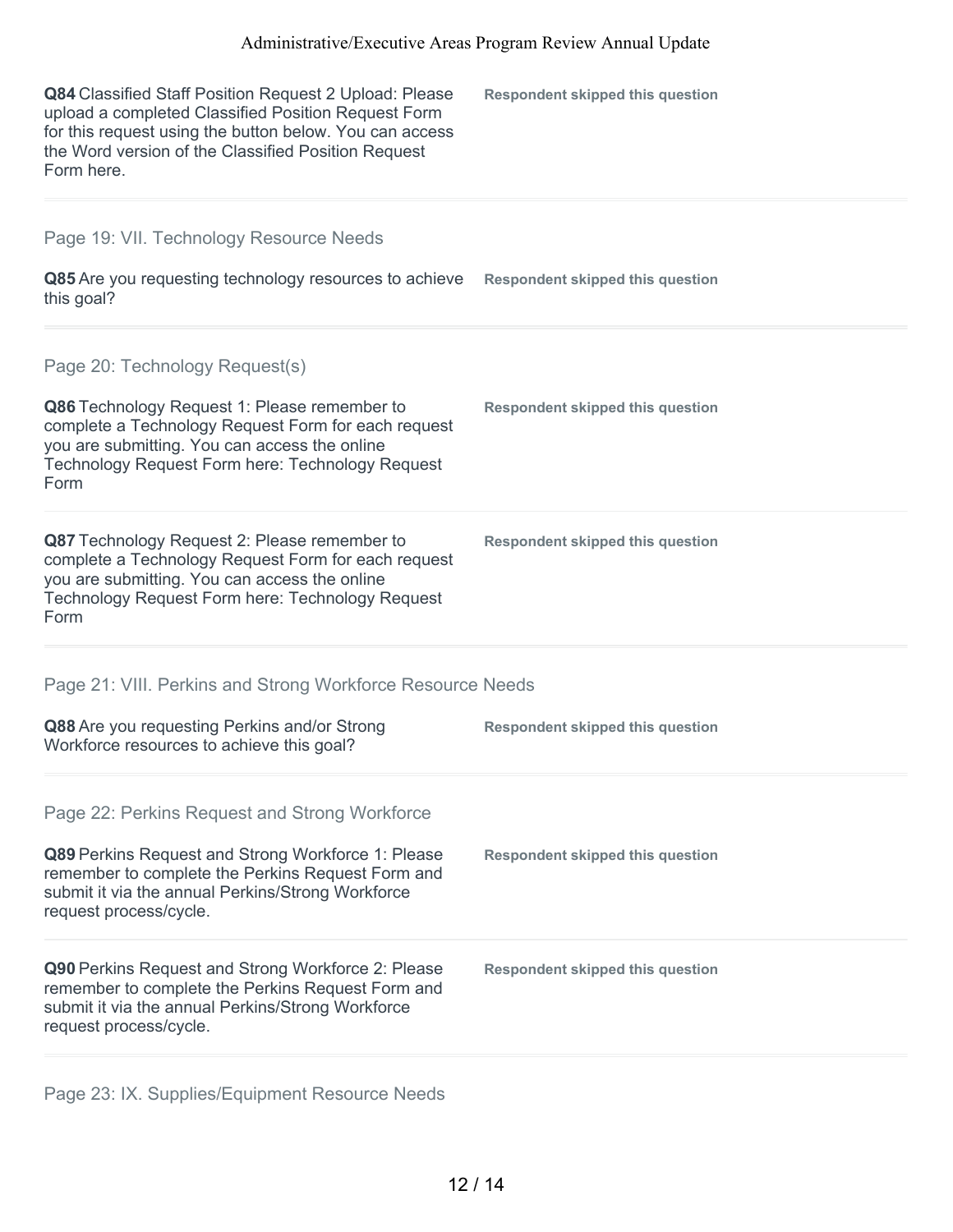**Q84** Classified Staff Position Request 2 Upload: Please upload a completed Classified Position Request Form for this request using the button below. You can access the Word version of the Classified Position Request Form here.

**Respondent skipped this question**

## Page 19: VII. Technology Resource Needs

**Q85** Are you requesting technology resources to achieve this goal?

**Respondent skipped this question**

## Page 20: Technology Request(s)

**Q86** Technology Request 1: Please remember to complete a Technology Request Form for each request you are submitting. You can access the online Technology Request Form here: Technology Request Form

**Respondent skipped this question**

**Q87** Technology Request 2: Please remember to complete a Technology Request Form for each request you are submitting. You can access the online Technology Request Form here: Technology Request Form

**Respondent skipped this question**

## Page 21: VIII. Perkins and Strong Workforce Resource Needs

**Q88** Are you requesting Perkins and/or Strong Workforce resources to achieve this goal?

**Respondent skipped this question**

## Page 22: Perkins Request and Strong Workforce

**Q89** Perkins Request and Strong Workforce 1: Please remember to complete the Perkins Request Form and submit it via the annual Perkins/Strong Workforce request process/cycle.

**Respondent skipped this question**

**Q90** Perkins Request and Strong Workforce 2: Please remember to complete the Perkins Request Form and submit it via the annual Perkins/Strong Workforce request process/cycle.

**Respondent skipped this question**

## Page 23: IX. Supplies/Equipment Resource Needs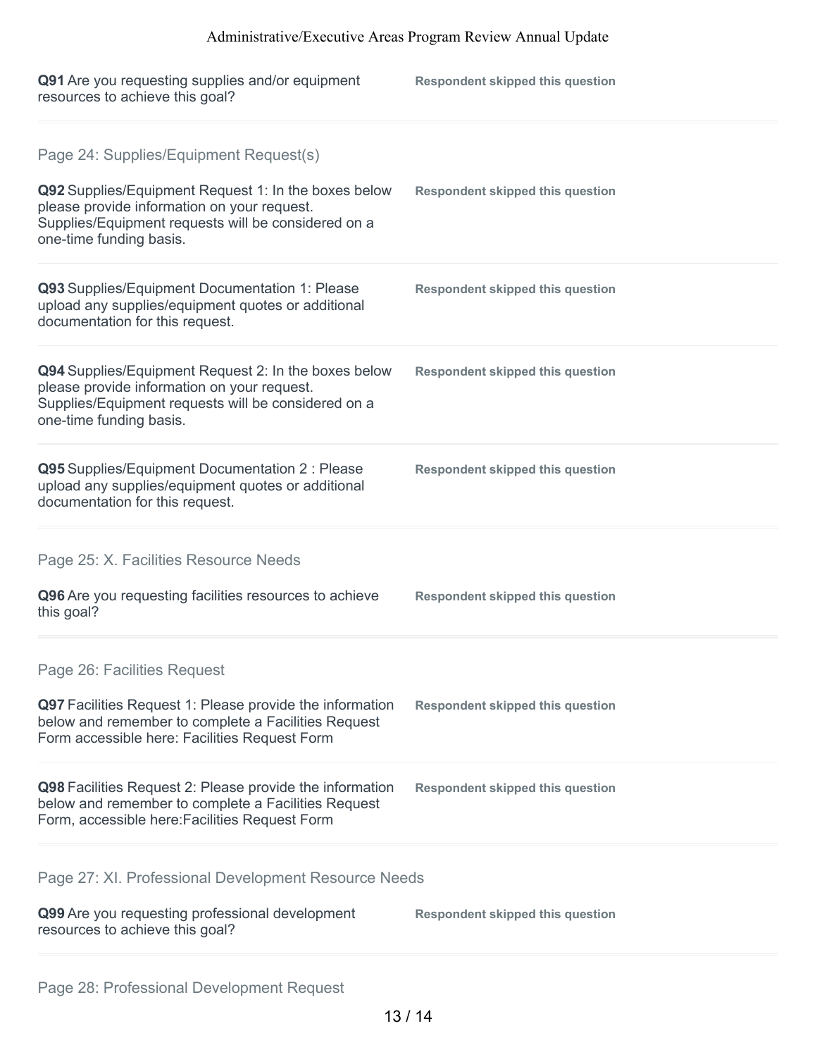**Q91** Are you requesting supplies and/or equipment resources to achieve this goal?

**Respondent skipped this question**

## Page 24: Supplies/Equipment Request(s)

**Q92** Supplies/Equipment Request 1: In the boxes below please provide information on your request. Supplies/Equipment requests will be considered on a one-time funding basis.

**Respondent skipped this question**

**Q93** Supplies/Equipment Documentation 1: Please upload any supplies/equipment quotes or additional documentation for this request.

**Respondent skipped this question**

**Q94** Supplies/Equipment Request 2: In the boxes below please provide information on your request. Supplies/Equipment requests will be considered on a one-time funding basis.

**Respondent skipped this question**

**Q95** Supplies/Equipment Documentation 2 : Please upload any supplies/equipment quotes or additional documentation for this request.

**Respondent skipped this question**

## Page 25: X. Facilities Resource Needs

**Q96** Are you requesting facilities resources to achieve this goal?

**Respondent skipped this question**

## Page 26: Facilities Request

**Q97** Facilities Request 1: Please provide the information below and remember to complete a Facilities Request Form accessible here: Facilities Request Form

**Respondent skipped this question**

**Q98** Facilities Request 2: Please provide the information below and remember to complete a Facilities Request Form, accessible here:Facilities Request Form

**Respondent skipped this question**

## Page 27: XI. Professional Development Resource Needs

**Q99** Are you requesting professional development resources to achieve this goal?

**Respondent skipped this question**

## Page 28: Professional Development Request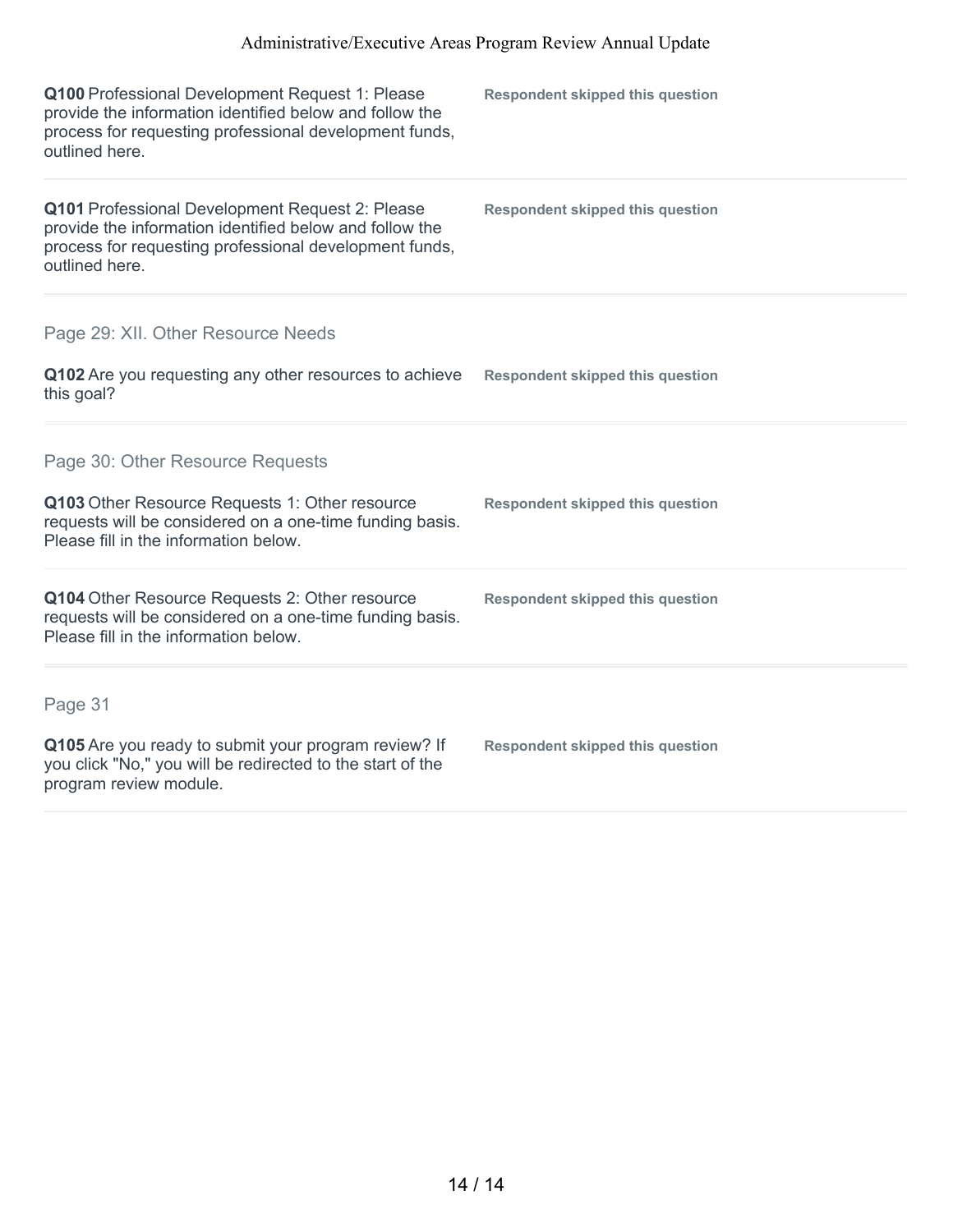**Q100** Professional Development Request 1: Please provide the information identified below and follow the process for requesting professional development funds, outlined here.

**Respondent skipped this question**

**Q101** Professional Development Request 2: Please provide the information identified below and follow the process for requesting professional development funds, outlined here.

**Respondent skipped this question**

## Page 29: XII. Other Resource Needs

**Q102** Are you requesting any other resources to achieve this goal?

**Respondent skipped this question**

## Page 30: Other Resource Requests

**Q103** Other Resource Requests 1: Other resource requests will be considered on a one-time funding basis. Please fill in the information below.

**Respondent skipped this question**

**Q104** Other Resource Requests 2: Other resource requests will be considered on a one-time funding basis. Please fill in the information below.

**Respondent skipped this question**

## Page 31

**Q105** Are you ready to submit your program review? If you click "No," you will be redirected to the start of the program review module.

**Respondent skipped this question**